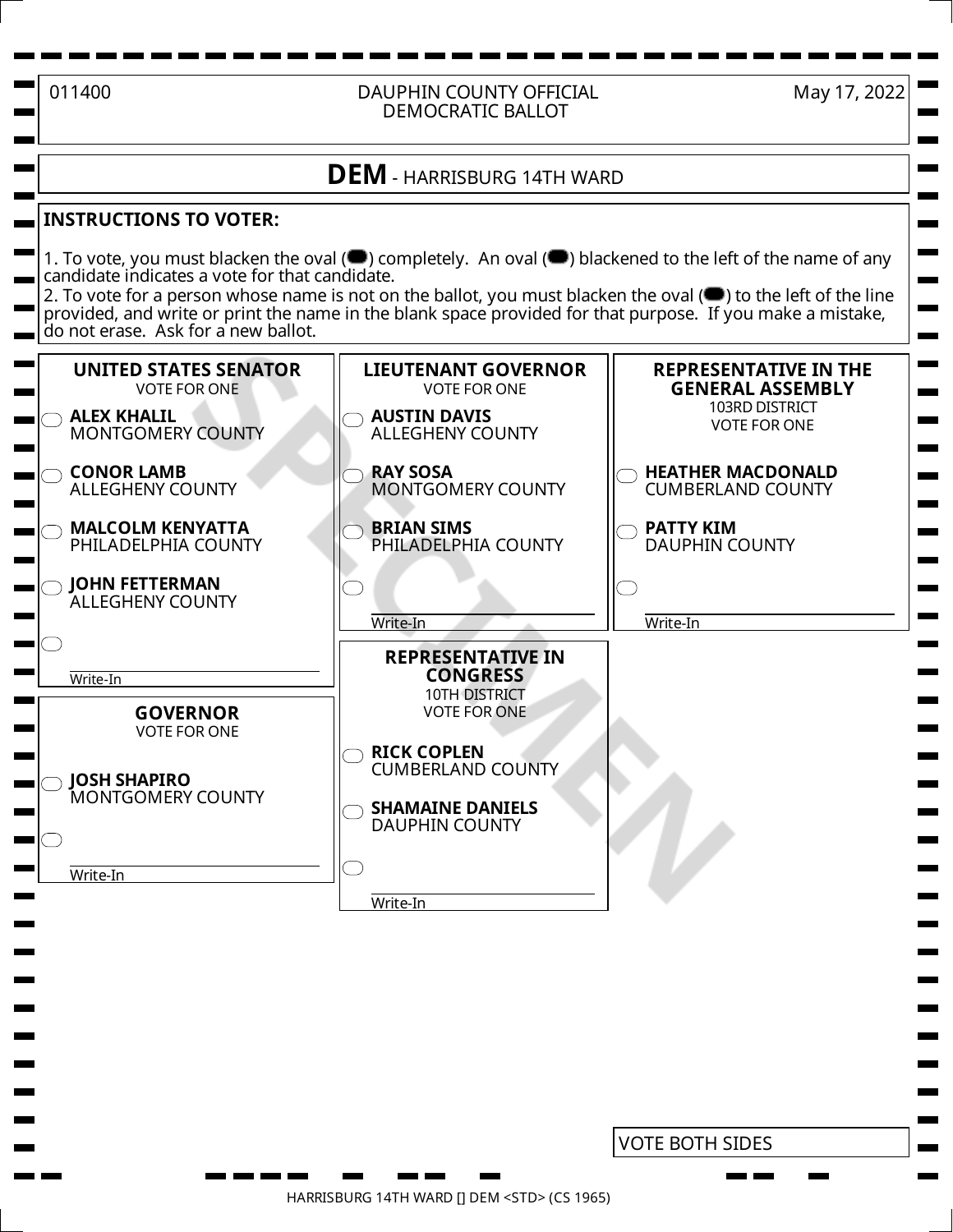011400

DAUPHIN COUNTY OFFICIAL
DEMOCRATIC BALLOT

May 17, 2022

# DEM - HARRISBURG 14TH WARD

**INSTRUCTIONS TO VOTER:**

1. To vote, you must blacken the oval (⬬) completely. An oval (⬬) blackened to the left of the name of any candidate indicates a vote for that candidate.
2. To vote for a person whose name is not on the ballot, you must blacken the oval (⬬) to the left of the line provided, and write or print the name in the blank space provided for that purpose. If you make a mistake, do not erase. Ask for a new ballot.

## UNITED STATES SENATOR
VOTE FOR ONE

- ⬭ **ALEX KHALIL** MONTGOMERY COUNTY
- ⬭ **CONOR LAMB** ALLEGHENY COUNTY
- ⬭ **MALCOLM KENYATTA** PHILADELPHIA COUNTY
- ⬭ **JOHN FETTERMAN** ALLEGHENY COUNTY
- ⬭ ____________ Write-In

## GOVERNOR
VOTE FOR ONE

- ⬭ **JOSH SHAPIRO** MONTGOMERY COUNTY
- ⬭ ____________ Write-In

## LIEUTENANT GOVERNOR
VOTE FOR ONE

- ⬭ **AUSTIN DAVIS** ALLEGHENY COUNTY
- ⬭ **RAY SOSA** MONTGOMERY COUNTY
- ⬭ **BRIAN SIMS** PHILADELPHIA COUNTY
- ⬭ ____________ Write-In

## REPRESENTATIVE IN CONGRESS
10TH DISTRICT
VOTE FOR ONE

- ⬭ **RICK COPLEN** CUMBERLAND COUNTY
- ⬭ **SHAMAINE DANIELS** DAUPHIN COUNTY
- ⬭ ____________ Write-In

## REPRESENTATIVE IN THE GENERAL ASSEMBLY
103RD DISTRICT
VOTE FOR ONE

- ⬭ **HEATHER MACDONALD** CUMBERLAND COUNTY
- ⬭ **PATTY KIM** DAUPHIN COUNTY
- ⬭ ____________ Write-In

SPECIMEN

VOTE BOTH SIDES

HARRISBURG 14TH WARD [] DEM <STD> (CS 1965)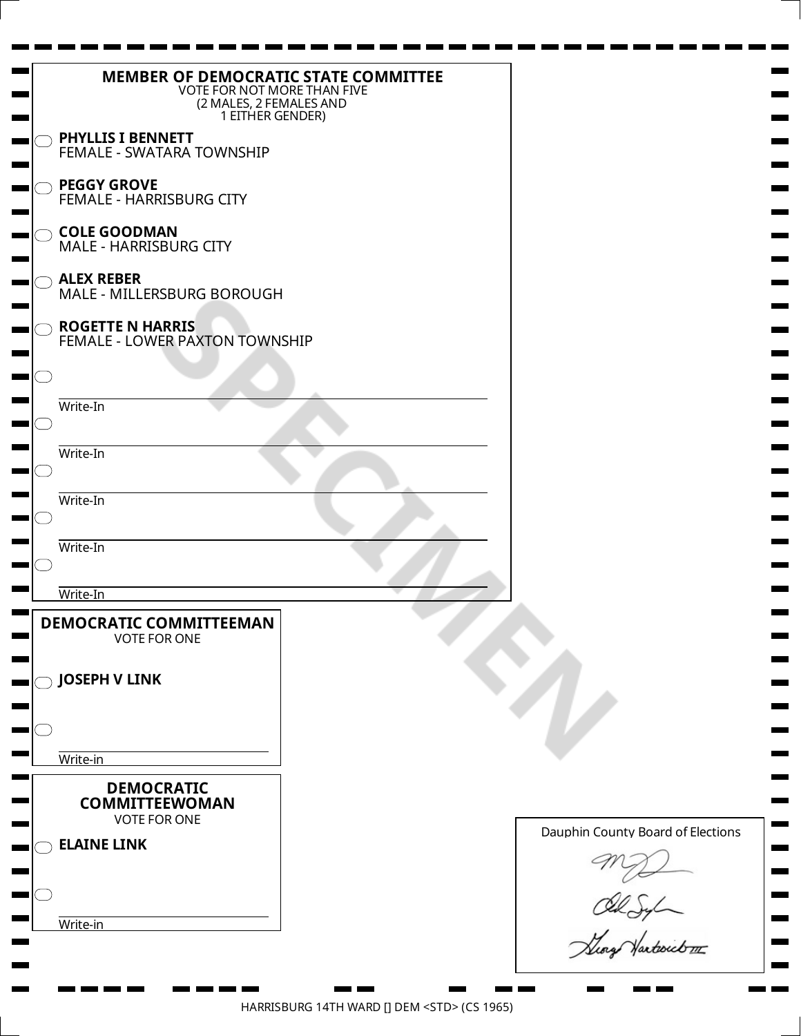## MEMBER OF DEMOCRATIC STATE COMMITTEE

VOTE FOR NOT MORE THAN FIVE
(2 MALES, 2 FEMALES AND
1 EITHER GENDER)

- **PHYLLIS I BENNETT**
  FEMALE - SWATARA TOWNSHIP
- **PEGGY GROVE**
  FEMALE - HARRISBURG CITY
- **COLE GOODMAN**
  MALE - HARRISBURG CITY
- **ALEX REBER**
  MALE - MILLERSBURG BOROUGH
- **ROGETTE N HARRIS**
  FEMALE - LOWER PAXTON TOWNSHIP
- Write-In
- Write-In
- Write-In
- Write-In
- Write-In

## DEMOCRATIC COMMITTEEMAN

VOTE FOR ONE

- **JOSEPH V LINK**
- Write-in

## DEMOCRATIC COMMITTEEWOMAN

VOTE FOR ONE

- **ELAINE LINK**
- Write-in

Dauphin County Board of Elections

SPECIMEN

HARRISBURG 14TH WARD [] DEM <STD> (CS 1965)